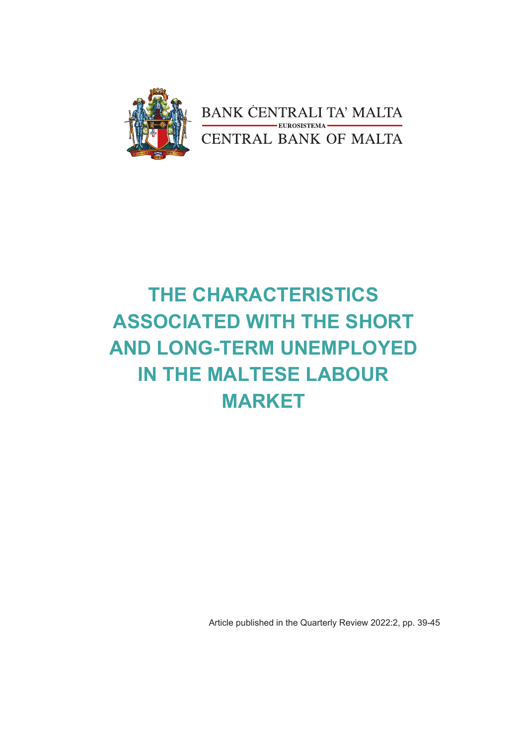BANK ĊENTRALI TA' MALTA

EUROSISTEMA

CENTRAL BANK OF MALTA

# THE CHARACTERISTICS ASSOCIATED WITH THE SHORT AND LONG-TERM UNEMPLOYED IN THE MALTESE LABOUR MARKET

Article published in the Quarterly Review 2022:2, pp. 39-45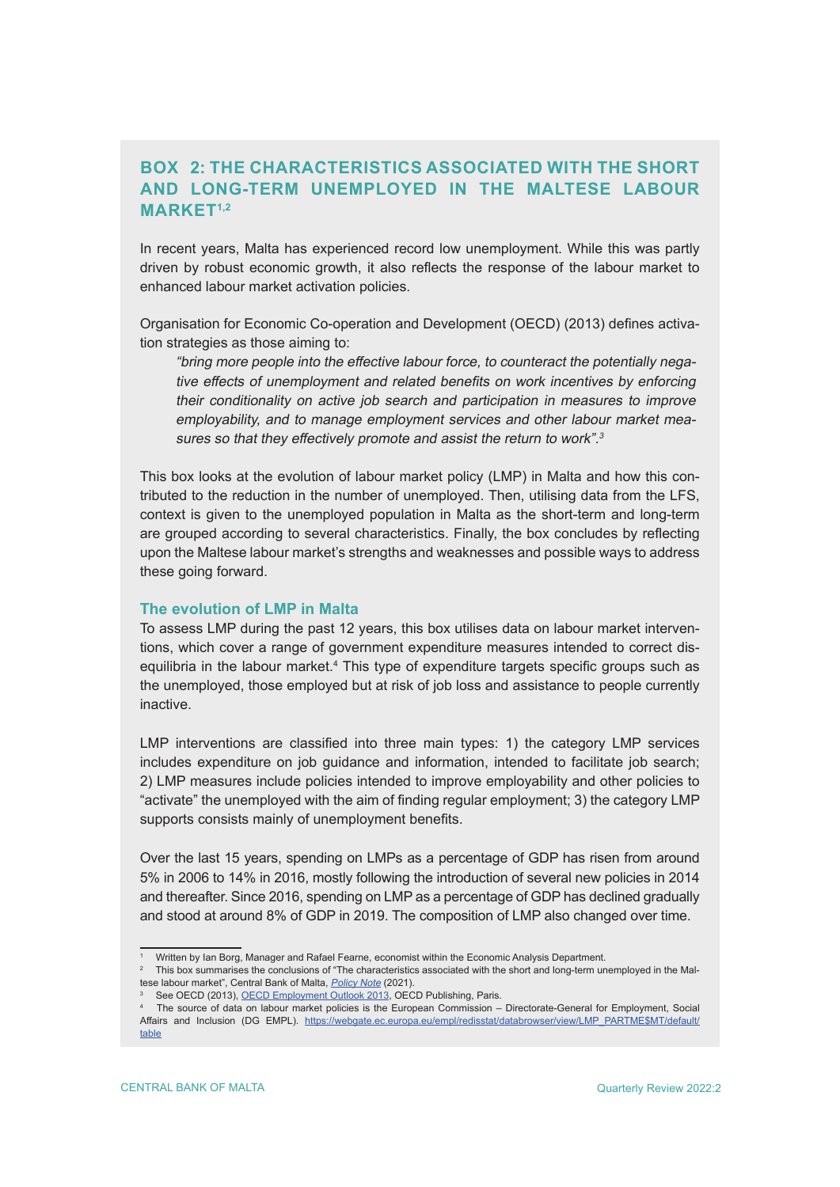## BOX 2: THE CHARACTERISTICS ASSOCIATED WITH THE SHORT AND LONG-TERM UNEMPLOYED IN THE MALTESE LABOUR MARKET[1,2]

In recent years, Malta has experienced record low unemployment. While this was partly driven by robust economic growth, it also reflects the response of the labour market to enhanced labour market activation policies.

Organisation for Economic Co-operation and Development (OECD) (2013) defines activation strategies as those aiming to:

> *"bring more people into the effective labour force, to counteract the potentially negative effects of unemployment and related benefits on work incentives by enforcing their conditionality on active job search and participation in measures to improve employability, and to manage employment services and other labour market measures so that they effectively promote and assist the return to work".[3]*

This box looks at the evolution of labour market policy (LMP) in Malta and how this contributed to the reduction in the number of unemployed. Then, utilising data from the LFS, context is given to the unemployed population in Malta as the short-term and long-term are grouped according to several characteristics. Finally, the box concludes by reflecting upon the Maltese labour market's strengths and weaknesses and possible ways to address these going forward.

### The evolution of LMP in Malta

To assess LMP during the past 12 years, this box utilises data on labour market interventions, which cover a range of government expenditure measures intended to correct disequilibria in the labour market.[4] This type of expenditure targets specific groups such as the unemployed, those employed but at risk of job loss and assistance to people currently inactive.

LMP interventions are classified into three main types: 1) the category LMP services includes expenditure on job guidance and information, intended to facilitate job search; 2) LMP measures include policies intended to improve employability and other policies to "activate" the unemployed with the aim of finding regular employment; 3) the category LMP supports consists mainly of unemployment benefits.

Over the last 15 years, spending on LMPs as a percentage of GDP has risen from around 5% in 2006 to 14% in 2016, mostly following the introduction of several new policies in 2014 and thereafter. Since 2016, spending on LMP as a percentage of GDP has declined gradually and stood at around 8% of GDP in 2019. The composition of LMP also changed over time.

---

[1] Written by Ian Borg, Manager and Rafael Fearne, economist within the Economic Analysis Department.

[2] This box summarises the conclusions of "The characteristics associated with the short and long-term unemployed in the Maltese labour market", Central Bank of Malta, *Policy Note* (2021).

[3] See OECD (2013), OECD Employment Outlook 2013, OECD Publishing, Paris.

[4] The source of data on labour market policies is the European Commission – Directorate-General for Employment, Social Affairs and Inclusion (DG EMPL). https://webgate.ec.europa.eu/empl/redisstat/databrowser/view/LMP_PARTME$MT/default/table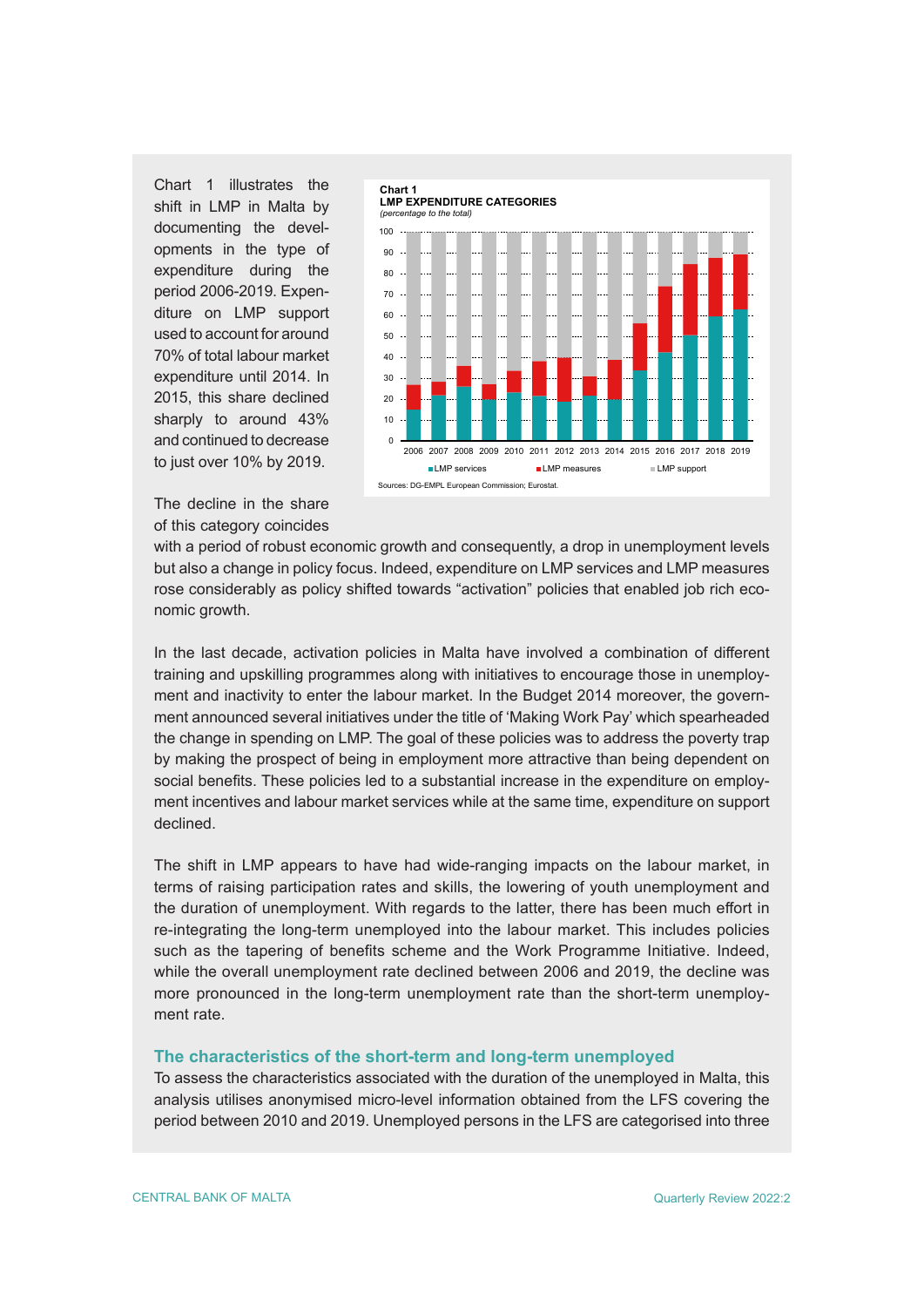Chart 1 illustrates the shift in LMP in Malta by documenting the developments in the type of expenditure during the period 2006-2019. Expenditure on LMP support used to account for around 70% of total labour market expenditure until 2014. In 2015, this share declined sharply to around 43% and continued to decrease to just over 10% by 2019.

**Chart 1**
**LMP EXPENDITURE CATEGORIES**
*(percentage to the total)*

Sources: DG-EMPL European Commission; Eurostat.

The decline in the share of this category coincides with a period of robust economic growth and consequently, a drop in unemployment levels but also a change in policy focus. Indeed, expenditure on LMP services and LMP measures rose considerably as policy shifted towards "activation" policies that enabled job rich economic growth.

In the last decade, activation policies in Malta have involved a combination of different training and upskilling programmes along with initiatives to encourage those in unemployment and inactivity to enter the labour market. In the Budget 2014 moreover, the government announced several initiatives under the title of 'Making Work Pay' which spearheaded the change in spending on LMP. The goal of these policies was to address the poverty trap by making the prospect of being in employment more attractive than being dependent on social benefits. These policies led to a substantial increase in the expenditure on employment incentives and labour market services while at the same time, expenditure on support declined.

The shift in LMP appears to have had wide-ranging impacts on the labour market, in terms of raising participation rates and skills, the lowering of youth unemployment and the duration of unemployment. With regards to the latter, there has been much effort in re-integrating the long-term unemployed into the labour market. This includes policies such as the tapering of benefits scheme and the Work Programme Initiative. Indeed, while the overall unemployment rate declined between 2006 and 2019, the decline was more pronounced in the long-term unemployment rate than the short-term unemployment rate.

## The characteristics of the short-term and long-term unemployed

To assess the characteristics associated with the duration of the unemployed in Malta, this analysis utilises anonymised micro-level information obtained from the LFS covering the period between 2010 and 2019. Unemployed persons in the LFS are categorised into three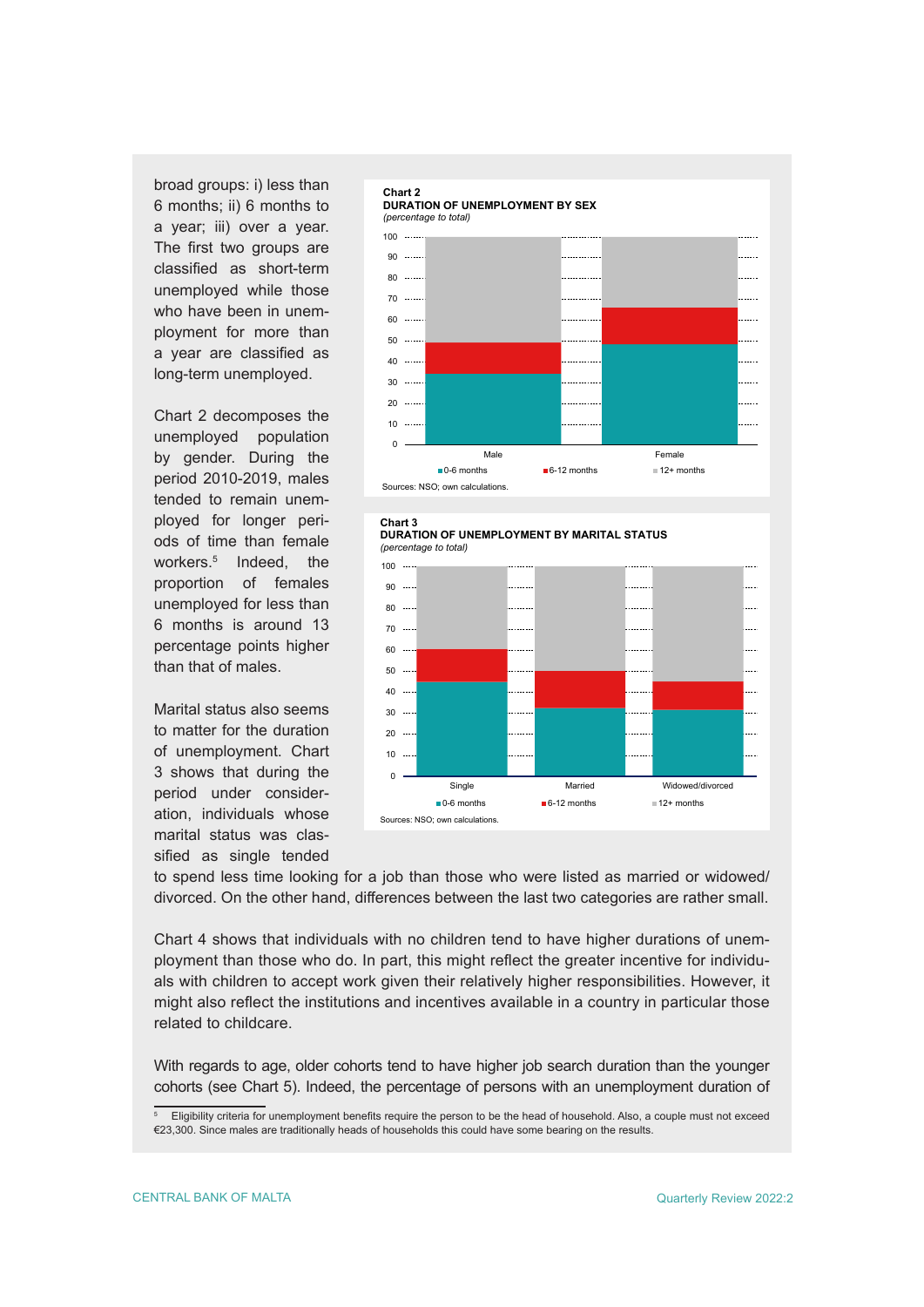broad groups: i) less than 6 months; ii) 6 months to a year; iii) over a year. The first two groups are classified as short-term unemployed while those who have been in unemployment for more than a year are classified as long-term unemployed.

Chart 2 decomposes the unemployed population by gender. During the period 2010-2019, males tended to remain unemployed for longer periods of time than female workers.[5] Indeed, the proportion of females unemployed for less than 6 months is around 13 percentage points higher than that of males.

**Chart 2**
**DURATION OF UNEMPLOYMENT BY SEX**
*(percentage to total)*

Sources: NSO; own calculations.

Marital status also seems to matter for the duration of unemployment. Chart 3 shows that during the period under consideration, individuals whose marital status was classified as single tended to spend less time looking for a job than those who were listed as married or widowed/divorced. On the other hand, differences between the last two categories are rather small.

**Chart 3**
**DURATION OF UNEMPLOYMENT BY MARITAL STATUS**
*(percentage to total)*

Sources: NSO; own calculations.

Chart 4 shows that individuals with no children tend to have higher durations of unemployment than those who do. In part, this might reflect the greater incentive for individuals with children to accept work given their relatively higher responsibilities. However, it might also reflect the institutions and incentives available in a country in particular those related to childcare.

With regards to age, older cohorts tend to have higher job search duration than the younger cohorts (see Chart 5). Indeed, the percentage of persons with an unemployment duration of

[5] Eligibility criteria for unemployment benefits require the person to be the head of household. Also, a couple must not exceed €23,300. Since males are traditionally heads of households this could have some bearing on the results.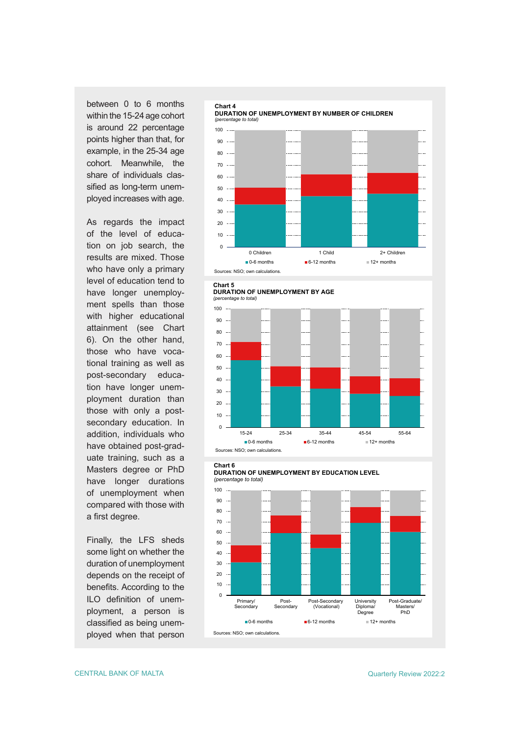between 0 to 6 months within the 15-24 age cohort is around 22 percentage points higher than that, for example, in the 25-34 age cohort. Meanwhile, the share of individuals classified as long-term unemployed increases with age.

As regards the impact of the level of education on job search, the results are mixed. Those who have only a primary level of education tend to have longer unemployment spells than those with higher educational attainment (see Chart 6). On the other hand, those who have vocational training as well as post-secondary education have longer unemployment duration than those with only a post-secondary education. In addition, individuals who have obtained post-graduate training, such as a Masters degree or PhD have longer durations of unemployment when compared with those with a first degree.

Finally, the LFS sheds some light on whether the duration of unemployment depends on the receipt of benefits. According to the ILO definition of unemployment, a person is classified as being unemployed when that person

**Chart 4**
**DURATION OF UNEMPLOYMENT BY NUMBER OF CHILDREN**
*(percentage to total)*

Legend: 0-6 months; 6-12 months; 12+ months
Categories: 0 Children; 1 Child; 2+ Children

Sources: NSO; own calculations.

**Chart 5**
**DURATION OF UNEMPLOYMENT BY AGE**
*(percentage to total)*

Legend: 0-6 months; 6-12 months; 12+ months
Categories: 15-24; 25-34; 35-44; 45-54; 55-64

Sources: NSO; own calculations.

**Chart 6**
**DURATION OF UNEMPLOYMENT BY EDUCATION LEVEL**
*(percentage to total)*

Legend: 0-6 months; 6-12 months; 12+ months
Categories: Primary/Secondary; Post-Secondary; Post-Secondary (Vocational); University Diploma/Degree; Post-Graduate/Masters/PhD

Sources: NSO; own calculations.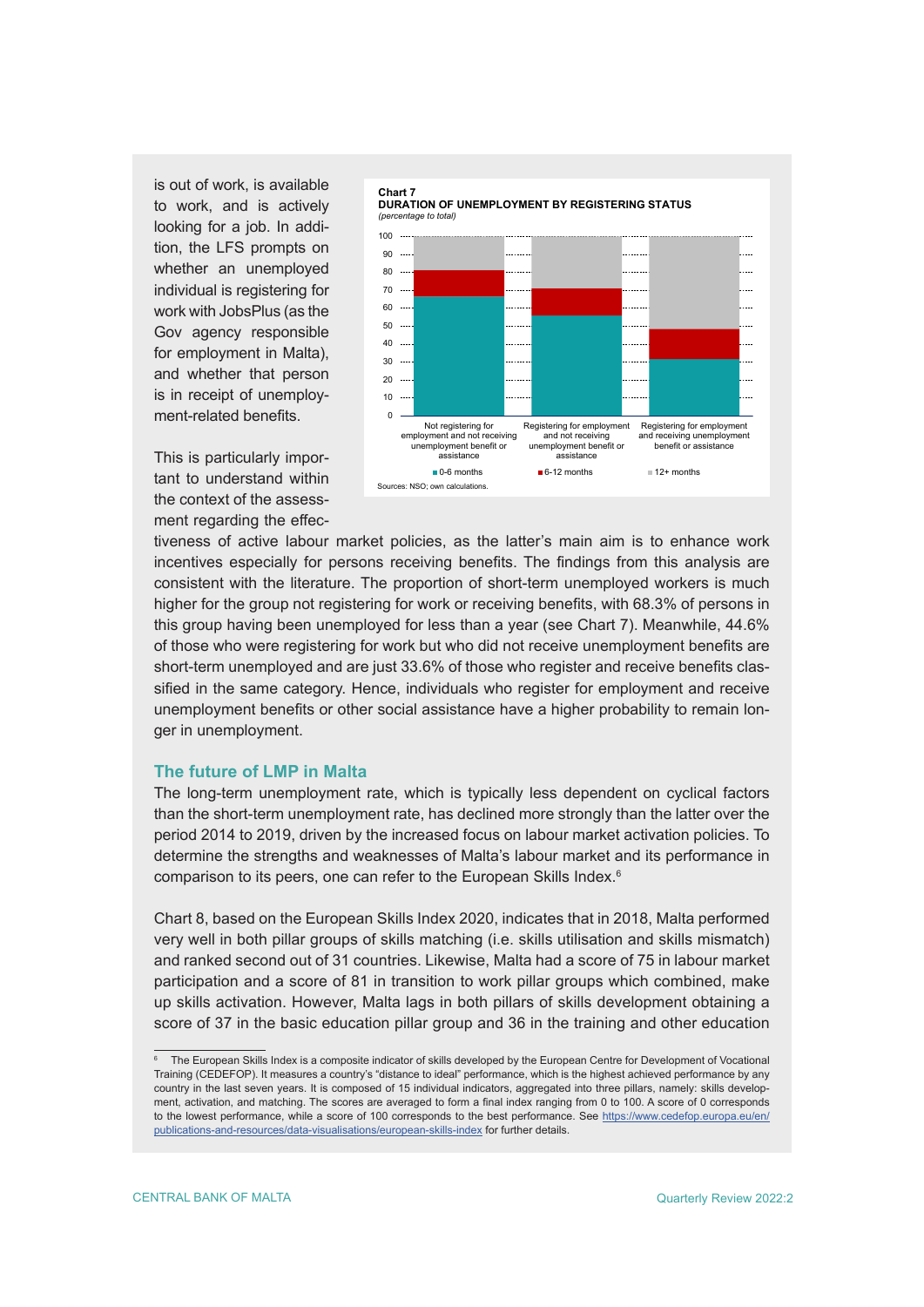is out of work, is available to work, and is actively looking for a job. In addition, the LFS prompts on whether an unemployed individual is registering for work with JobsPlus (as the Gov agency responsible for employment in Malta), and whether that person is in receipt of unemployment-related benefits.

**Chart 7**
**DURATION OF UNEMPLOYMENT BY REGISTERING STATUS**
*(percentage to total)*

Sources: NSO; own calculations.

This is particularly important to understand within the context of the assessment regarding the effectiveness of active labour market policies, as the latter's main aim is to enhance work incentives especially for persons receiving benefits. The findings from this analysis are consistent with the literature. The proportion of short-term unemployed workers is much higher for the group not registering for work or receiving benefits, with 68.3% of persons in this group having been unemployed for less than a year (see Chart 7). Meanwhile, 44.6% of those who were registering for work but who did not receive unemployment benefits are short-term unemployed and are just 33.6% of those who register and receive benefits classified in the same category. Hence, individuals who register for employment and receive unemployment benefits or other social assistance have a higher probability to remain longer in unemployment.

## The future of LMP in Malta

The long-term unemployment rate, which is typically less dependent on cyclical factors than the short-term unemployment rate, has declined more strongly than the latter over the period 2014 to 2019, driven by the increased focus on labour market activation policies. To determine the strengths and weaknesses of Malta's labour market and its performance in comparison to its peers, one can refer to the European Skills Index.[6]

Chart 8, based on the European Skills Index 2020, indicates that in 2018, Malta performed very well in both pillar groups of skills matching (i.e. skills utilisation and skills mismatch) and ranked second out of 31 countries. Likewise, Malta had a score of 75 in labour market participation and a score of 81 in transition to work pillar groups which combined, make up skills activation. However, Malta lags in both pillars of skills development obtaining a score of 37 in the basic education pillar group and 36 in the training and other education

---

[6] The European Skills Index is a composite indicator of skills developed by the European Centre for Development of Vocational Training (CEDEFOP). It measures a country's "distance to ideal" performance, which is the highest achieved performance by any country in the last seven years. It is composed of 15 individual indicators, aggregated into three pillars, namely: skills development, activation, and matching. The scores are averaged to form a final index ranging from 0 to 100. A score of 0 corresponds to the lowest performance, while a score of 100 corresponds to the best performance. See https://www.cedefop.europa.eu/en/publications-and-resources/data-visualisations/european-skills-index for further details.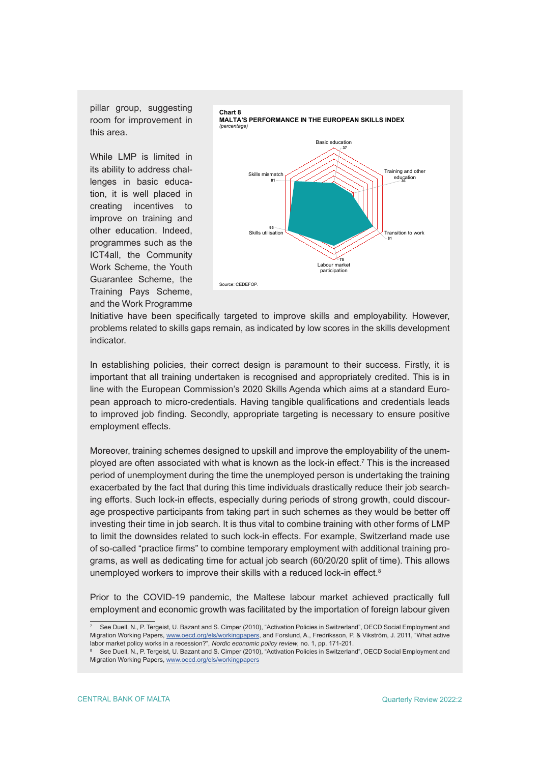pillar group, suggesting room for improvement in this area.

While LMP is limited in its ability to address challenges in basic education, it is well placed in creating incentives to improve on training and other education. Indeed, programmes such as the ICT4all, the Community Work Scheme, the Youth Guarantee Scheme, the Training Pays Scheme, and the Work Programme Initiative have been specifically targeted to improve skills and employability. However, problems related to skills gaps remain, as indicated by low scores in the skills development indicator.

**Chart 8**
**MALTA'S PERFORMANCE IN THE EUROPEAN SKILLS INDEX**
*(percentage)*

| Indicator | Score |
|---|---|
| Basic education | 37 |
| Training and other education | 36 |
| Transition to work | 81 |
| Labour market participation | 75 |
| Skills utilisation | 95 |
| Skills mismatch | 81 |

Source: CEDEFOP.

In establishing policies, their correct design is paramount to their success. Firstly, it is important that all training undertaken is recognised and appropriately credited. This is in line with the European Commission's 2020 Skills Agenda which aims at a standard European approach to micro-credentials. Having tangible qualifications and credentials leads to improved job finding. Secondly, appropriate targeting is necessary to ensure positive employment effects.

Moreover, training schemes designed to upskill and improve the employability of the unemployed are often associated with what is known as the lock-in effect.[7] This is the increased period of unemployment during the time the unemployed person is undertaking the training exacerbated by the fact that during this time individuals drastically reduce their job searching efforts. Such lock-in effects, especially during periods of strong growth, could discourage prospective participants from taking part in such schemes as they would be better off investing their time in job search. It is thus vital to combine training with other forms of LMP to limit the downsides related to such lock-in effects. For example, Switzerland made use of so-called "practice firms" to combine temporary employment with additional training programs, as well as dedicating time for actual job search (60/20/20 split of time). This allows unemployed workers to improve their skills with a reduced lock-in effect.[8]

Prior to the COVID-19 pandemic, the Maltese labour market achieved practically full employment and economic growth was facilitated by the importation of foreign labour given

---

[7] See Duell, N., P. Tergeist, U. Bazant and S. Cimper (2010), "Activation Policies in Switzerland", OECD Social Employment and Migration Working Papers, www.oecd.org/els/workingpapers, and Forslund, A., Fredriksson, P. & Vikström, J. 2011, "What active labor market policy works in a recession?", *Nordic economic policy review*, no. 1, pp. 171-201.

[8] See Duell, N., P. Tergeist, U. Bazant and S. Cimper (2010), "Activation Policies in Switzerland", OECD Social Employment and Migration Working Papers, www.oecd.org/els/workingpapers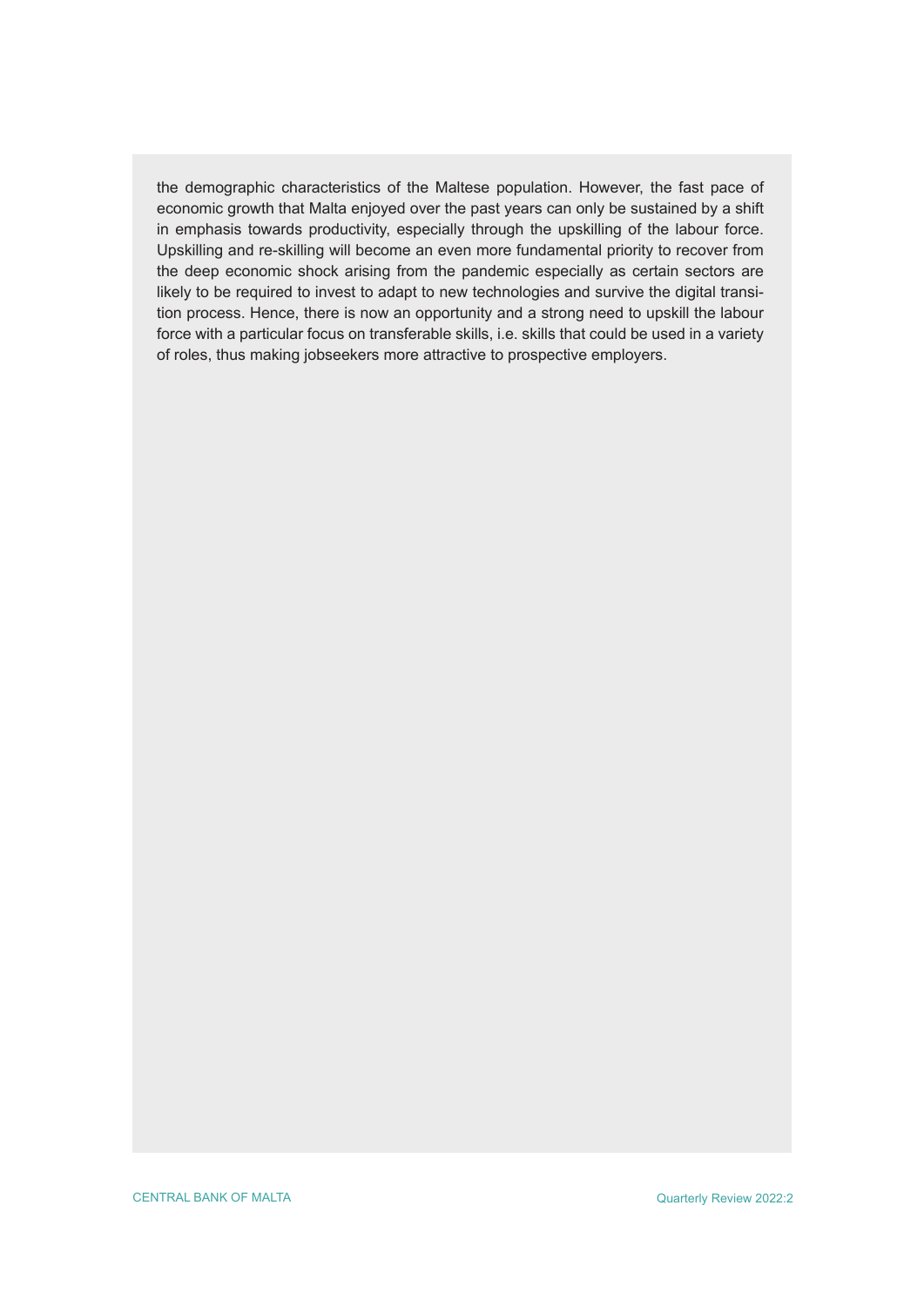the demographic characteristics of the Maltese population. However, the fast pace of economic growth that Malta enjoyed over the past years can only be sustained by a shift in emphasis towards productivity, especially through the upskilling of the labour force. Upskilling and re-skilling will become an even more fundamental priority to recover from the deep economic shock arising from the pandemic especially as certain sectors are likely to be required to invest to adapt to new technologies and survive the digital transition process. Hence, there is now an opportunity and a strong need to upskill the labour force with a particular focus on transferable skills, i.e. skills that could be used in a variety of roles, thus making jobseekers more attractive to prospective employers.